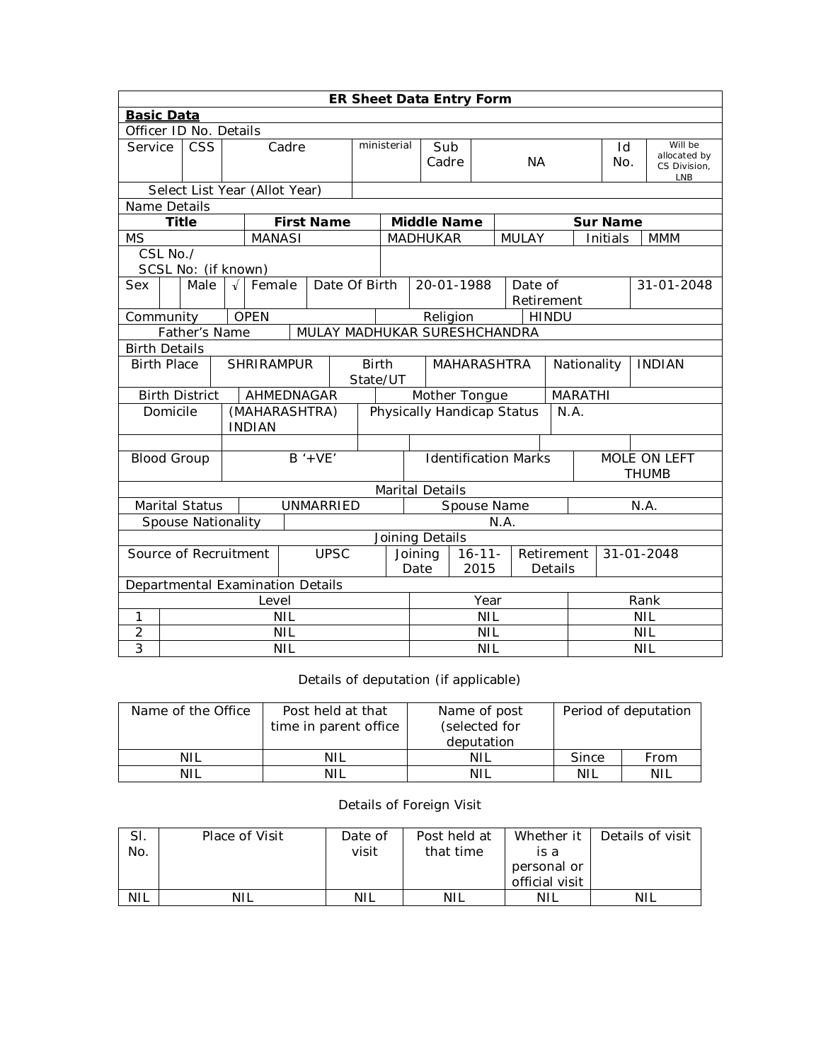# ER Sheet Data Entry Form

**Basic Data**

Officer ID No. Details

| Service | CSS | Cadre | ministerial | Sub Cadre | NA | Id No. | Will be allocated by CS Division, LNB |
|---|---|---|---|---|---|---|---|
| Select List Year (Allot Year) | | | | | | | |

Name Details

| Title | First Name | Middle Name | Sur Name | | |
|---|---|---|---|---|---|
| MS | MANASI | MADHUKAR | MULAY | Initials | MMM |

| CSL No./ SCSL No: (if known) | |
|---|---|

| Sex | | Male | √ | Female | Date Of Birth | 20-01-1988 | Date of Retirement | 31-01-2048 |
|---|---|---|---|---|---|---|---|---|
| Community | OPEN | | | | Religion | HINDU | | |
| Father's Name | MULAY MADHUKAR SURESHCHANDRA | | | | | | | |

Birth Details

| Birth Place | SHRIRAMPUR | Birth State/UT | MAHARASHTRA | Nationality | INDIAN |
|---|---|---|---|---|---|
| Birth District | AHMEDNAGAR | Mother Tongue | MARATHI | | |
| Domicile | (MAHARASHTRA) INDIAN | Physically Handicap Status | N.A. | | |
| | | | | | |
| Blood Group | B '+VE' | Identification Marks | MOLE ON LEFT THUMB | | |

Marital Details

| Marital Status | UNMARRIED | Spouse Name | N.A. |
|---|---|---|---|
| Spouse Nationality | N.A. | | |

Joining Details

| Source of Recruitment | UPSC | Joining Date | 16-11-2015 | Retirement Details | 31-01-2048 |
|---|---|---|---|---|---|

Departmental Examination Details

| | Level | Year | Rank |
|---|---|---|---|
| 1 | NIL | NIL | NIL |
| 2 | NIL | NIL | NIL |
| 3 | NIL | NIL | NIL |

Details of deputation (if applicable)

| Name of the Office | Post held at that time in parent office | Name of post (selected for deputation | Period of deputation | |
|---|---|---|---|---|
| NIL | NIL | NIL | Since | From |
| NIL | NIL | NIL | NIL | NIL |

Details of Foreign Visit

| Sl. No. | Place of Visit | Date of visit | Post held at that time | Whether it is a personal or official visit | Details of visit |
|---|---|---|---|---|---|
| NIL | NIL | NIL | NIL | NIL | NIL |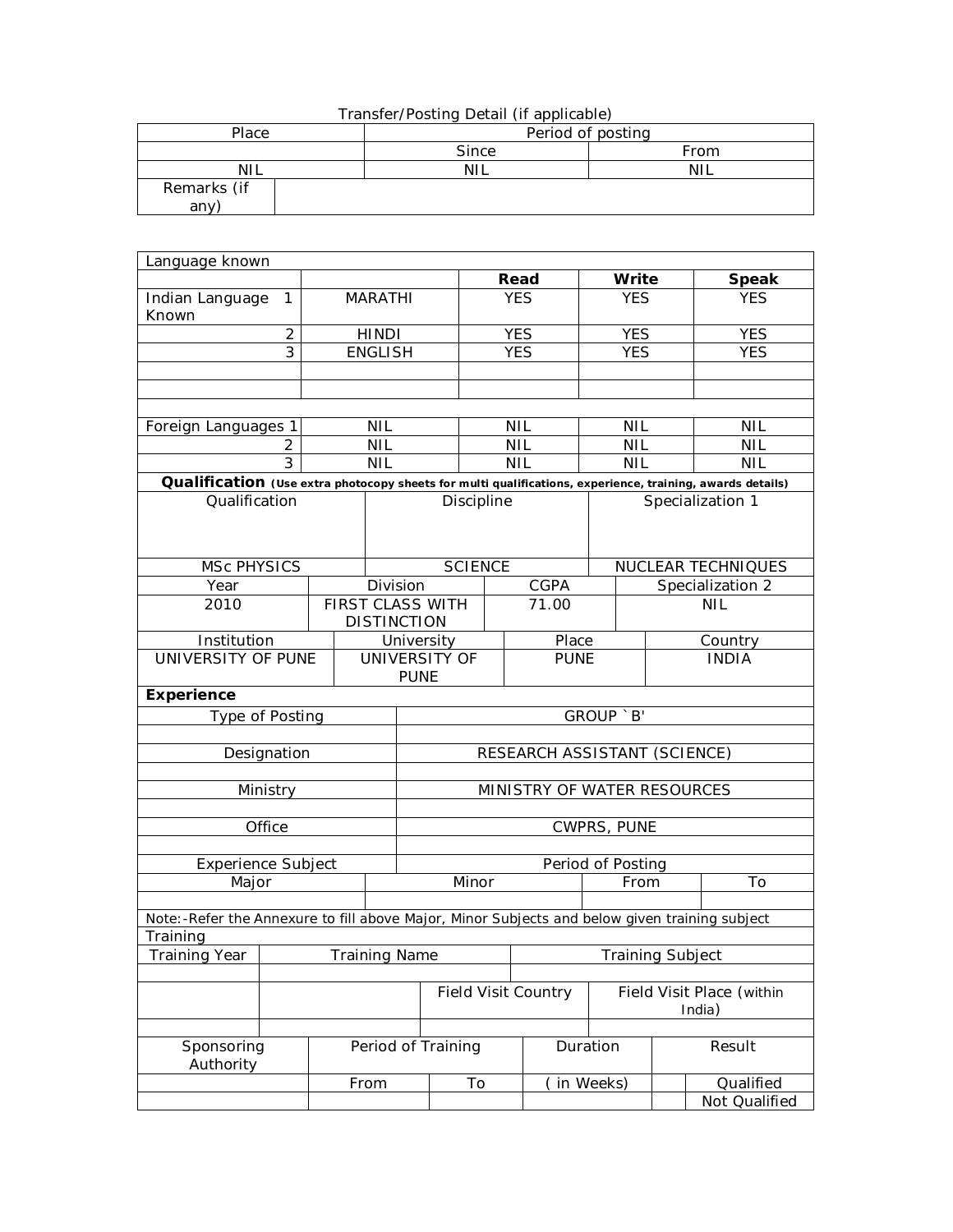Transfer/Posting Detail (if applicable)

| Place | Period of posting | |
|---|---|---|
| | Since | From |
| NIL | NIL | NIL |
| Remarks (if any) | | |

| Language known | | | | |
|---|---|---|---|---|
| | | **Read** | **Write** | **Speak** |
| Indian Language Known 1 | MARATHI | YES | YES | YES |
| 2 | HINDI | YES | YES | YES |
| 3 | ENGLISH | YES | YES | YES |
| | | | | |
| | | | | |
| | | | | |
| Foreign Languages 1 | NIL | NIL | NIL | NIL |
| 2 | NIL | NIL | NIL | NIL |
| 3 | NIL | NIL | NIL | NIL |

**Qualification** (Use extra photocopy sheets for multi qualifications, experience, training, awards details)

| Qualification | Discipline | Specialization 1 |
|---|---|---|
| MSc PHYSICS | SCIENCE | NUCLEAR TECHNIQUES |

| Year | Division | CGPA | Specialization 2 |
|---|---|---|---|
| 2010 | FIRST CLASS WITH DISTINCTION | 71.00 | NIL |

| Institution | University | Place | Country |
|---|---|---|---|
| UNIVERSITY OF PUNE | UNIVERSITY OF PUNE | PUNE | INDIA |

**Experience**

| | |
|---|---|
| Type of Posting | GROUP `B' |
| | |
| Designation | RESEARCH ASSISTANT (SCIENCE) |
| | |
| Ministry | MINISTRY OF WATER RESOURCES |
| | |
| Office | CWPRS, PUNE |
| | |

| Experience Subject | | Period of Posting | |
|---|---|---|---|
| Major | Minor | From | To |
| | | | |

Note:-Refer the Annexure to fill above Major, Minor Subjects and below given training subject

Training

| Training Year | Training Name | | Training Subject |
|---|---|---|---|
| | | | |
| | | Field Visit Country | Field Visit Place (within India) |
| | | | |

| Sponsoring Authority | Period of Training | | Duration | Result | |
|---|---|---|---|---|---|
| | From | To | ( in Weeks) | | Qualified |
| | | | | | Not Qualified |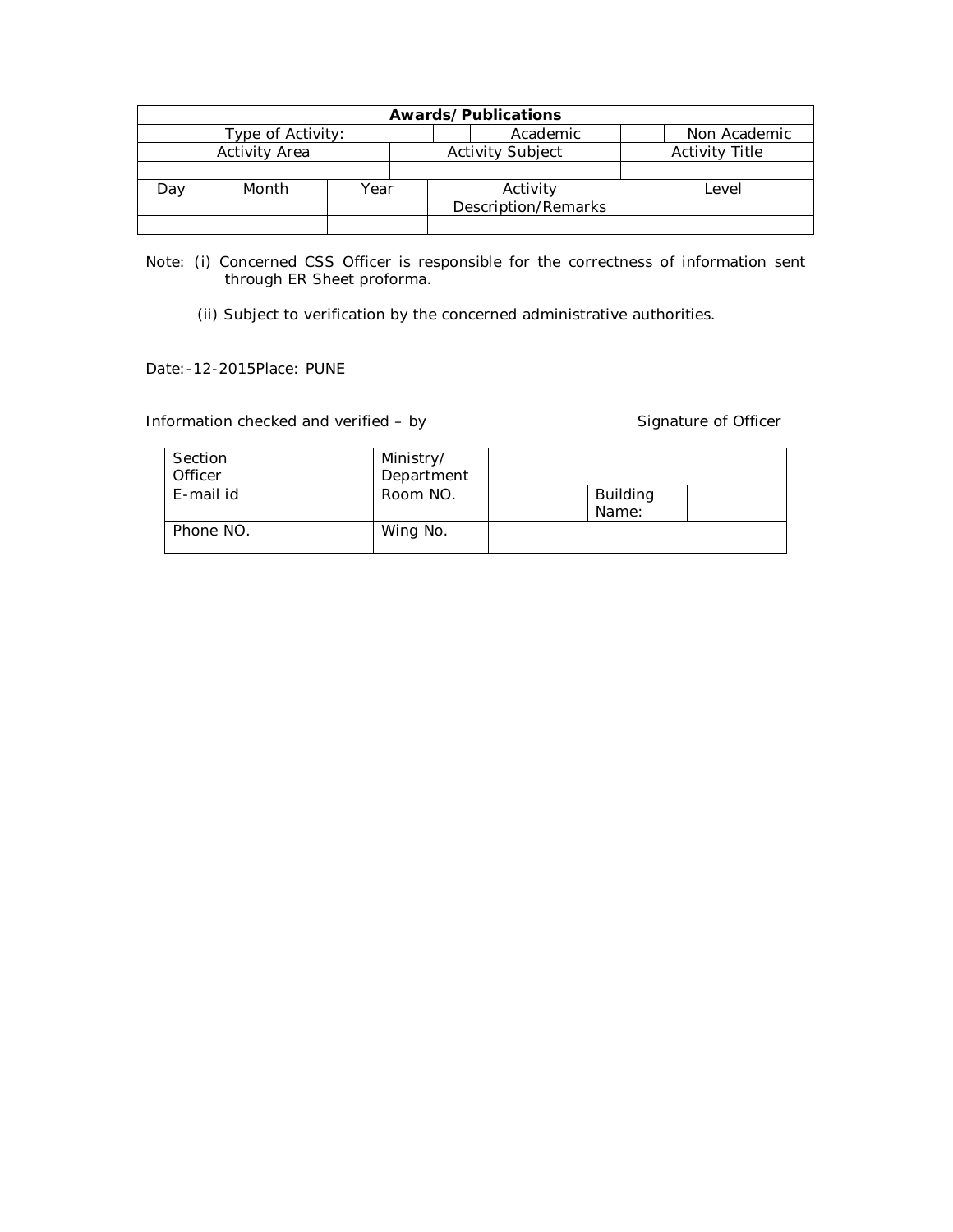| Awards/Publications | | | | | |
|---|---|---|---|---|---|
| Type of Activity: | | | Academic | | Non Academic |
| Activity Area | | Activity Subject | | Activity Title | |
| | | | | | |
| Day | Month | Year | Activity Description/Remarks | Level | |
| | | | | | |

Note: (i) Concerned CSS Officer is responsible for the correctness of information sent through ER Sheet proforma.

(ii) Subject to verification by the concerned administrative authorities.

Date:-12-2015Place: PUNE

Information checked and verified – by                                        Signature of Officer

| | | | | | |
|---|---|---|---|---|---|
| Section Officer | | Ministry/ Department | | | |
| E-mail id | | Room NO. | | Building Name: | |
| Phone NO. | | Wing No. | | | |